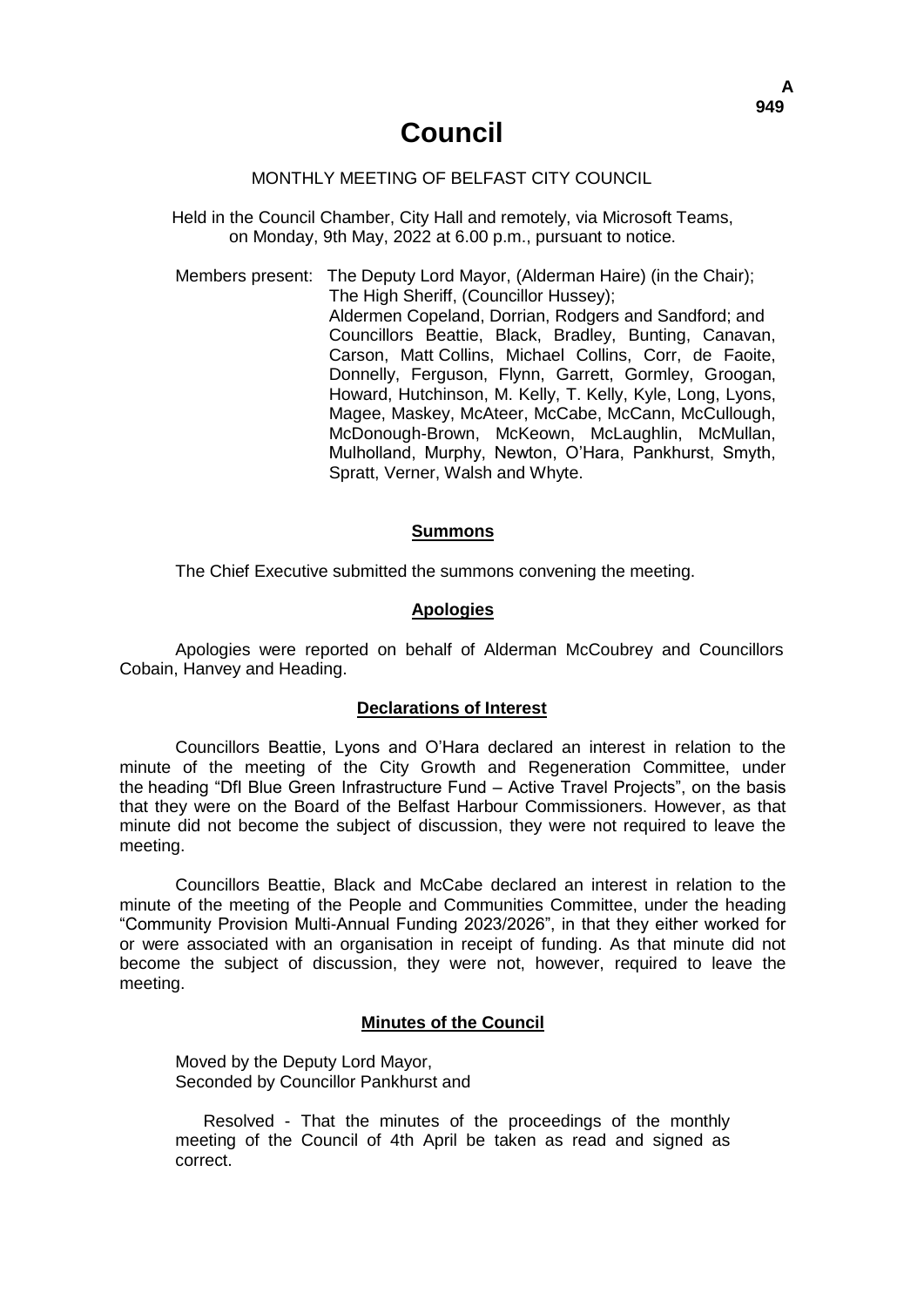# Council

MONTHLY MEETING OF BELFAST CITY COUNCIL

Held in the Council Chamber, City Hall and remotely, via Microsoft Teams, on Monday, 9th May, 2022 at 6.00 p.m., pursuant to notice.

Members present: The Deputy Lord Mayor, (Alderman Haire) (in the Chair); The High Sheriff, (Councillor Hussey); Aldermen Copeland, Dorrian, Rodgers and Sandford; and Councillors Beattie, Black, Bradley, Bunting, Canavan, Carson, Matt Collins, Michael Collins, Corr, de Faoite, Donnelly, Ferguson, Flynn, Garrett, Gormley, Groogan, Howard, Hutchinson, M. Kelly, T. Kelly, Kyle, Long, Lyons, Magee, Maskey, McAteer, McCabe, McCann, McCullough, McDonough-Brown, McKeown, McLaughlin, McMullan, Mulholland, Murphy, Newton, O'Hara, Pankhurst, Smyth, Spratt, Verner, Walsh and Whyte.

## Summons

The Chief Executive submitted the summons convening the meeting.

## Apologies

Apologies were reported on behalf of Alderman McCoubrey and Councillors Cobain, Hanvey and Heading.

## Declarations of Interest

Councillors Beattie, Lyons and O'Hara declared an interest in relation to the minute of the meeting of the City Growth and Regeneration Committee, under the heading "DfI Blue Green Infrastructure Fund – Active Travel Projects", on the basis that they were on the Board of the Belfast Harbour Commissioners. However, as that minute did not become the subject of discussion, they were not required to leave the meeting.

Councillors Beattie, Black and McCabe declared an interest in relation to the minute of the meeting of the People and Communities Committee, under the heading "Community Provision Multi-Annual Funding 2023/2026", in that they either worked for or were associated with an organisation in receipt of funding. As that minute did not become the subject of discussion, they were not, however, required to leave the meeting.

## Minutes of the Council

Moved by the Deputy Lord Mayor,
Seconded by Councillor Pankhurst and

Resolved - That the minutes of the proceedings of the monthly meeting of the Council of 4th April be taken as read and signed as correct.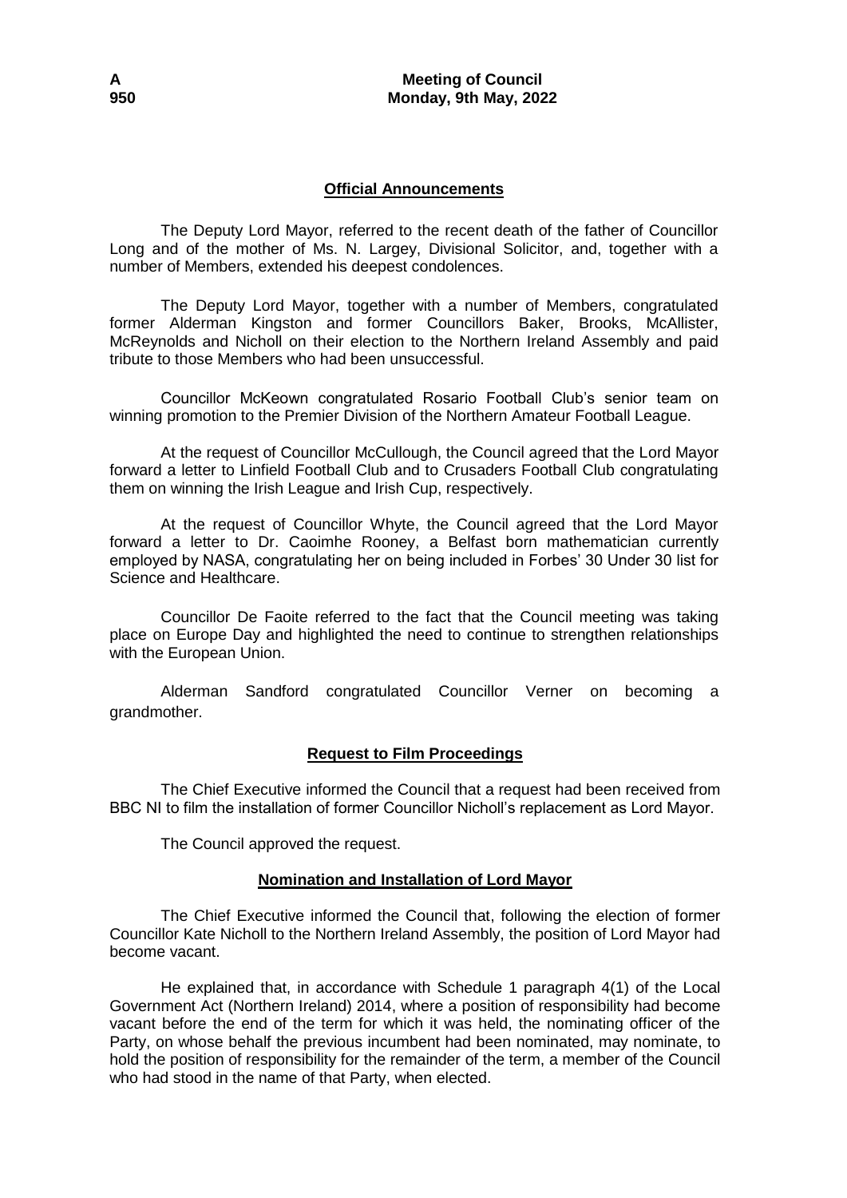## Official Announcements

The Deputy Lord Mayor, referred to the recent death of the father of Councillor Long and of the mother of Ms. N. Largey, Divisional Solicitor, and, together with a number of Members, extended his deepest condolences.

The Deputy Lord Mayor, together with a number of Members, congratulated former Alderman Kingston and former Councillors Baker, Brooks, McAllister, McReynolds and Nicholl on their election to the Northern Ireland Assembly and paid tribute to those Members who had been unsuccessful.

Councillor McKeown congratulated Rosario Football Club's senior team on winning promotion to the Premier Division of the Northern Amateur Football League.

At the request of Councillor McCullough, the Council agreed that the Lord Mayor forward a letter to Linfield Football Club and to Crusaders Football Club congratulating them on winning the Irish League and Irish Cup, respectively.

At the request of Councillor Whyte, the Council agreed that the Lord Mayor forward a letter to Dr. Caoimhe Rooney, a Belfast born mathematician currently employed by NASA, congratulating her on being included in Forbes' 30 Under 30 list for Science and Healthcare.

Councillor De Faoite referred to the fact that the Council meeting was taking place on Europe Day and highlighted the need to continue to strengthen relationships with the European Union.

Alderman Sandford congratulated Councillor Verner on becoming a grandmother.

## Request to Film Proceedings

The Chief Executive informed the Council that a request had been received from BBC NI to film the installation of former Councillor Nicholl's replacement as Lord Mayor.

The Council approved the request.

## Nomination and Installation of Lord Mayor

The Chief Executive informed the Council that, following the election of former Councillor Kate Nicholl to the Northern Ireland Assembly, the position of Lord Mayor had become vacant.

He explained that, in accordance with Schedule 1 paragraph 4(1) of the Local Government Act (Northern Ireland) 2014, where a position of responsibility had become vacant before the end of the term for which it was held, the nominating officer of the Party, on whose behalf the previous incumbent had been nominated, may nominate, to hold the position of responsibility for the remainder of the term, a member of the Council who had stood in the name of that Party, when elected.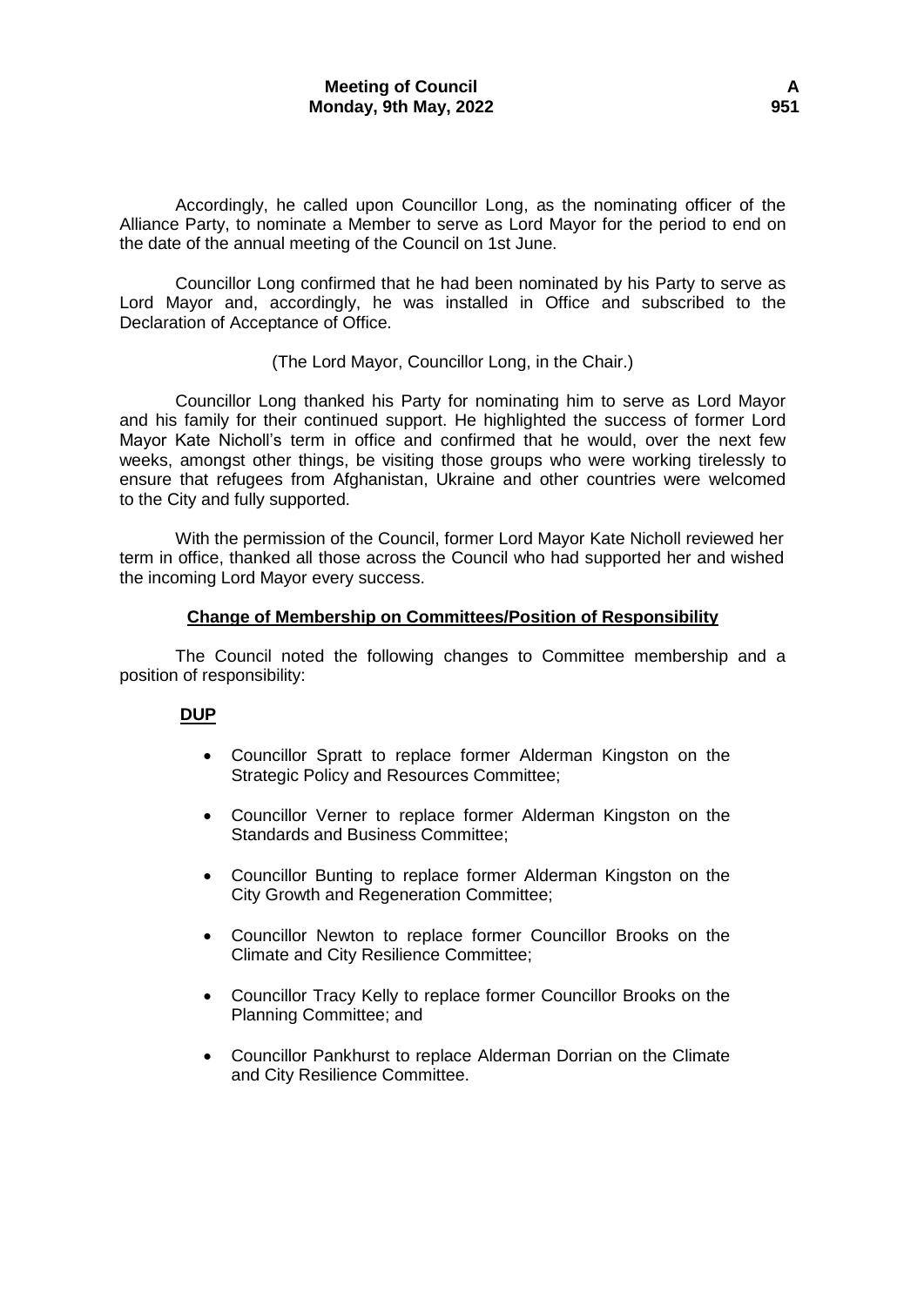Accordingly, he called upon Councillor Long, as the nominating officer of the Alliance Party, to nominate a Member to serve as Lord Mayor for the period to end on the date of the annual meeting of the Council on 1st June.

Councillor Long confirmed that he had been nominated by his Party to serve as Lord Mayor and, accordingly, he was installed in Office and subscribed to the Declaration of Acceptance of Office.

(The Lord Mayor, Councillor Long, in the Chair.)

Councillor Long thanked his Party for nominating him to serve as Lord Mayor and his family for their continued support. He highlighted the success of former Lord Mayor Kate Nicholl's term in office and confirmed that he would, over the next few weeks, amongst other things, be visiting those groups who were working tirelessly to ensure that refugees from Afghanistan, Ukraine and other countries were welcomed to the City and fully supported.

With the permission of the Council, former Lord Mayor Kate Nicholl reviewed her term in office, thanked all those across the Council who had supported her and wished the incoming Lord Mayor every success.

## Change of Membership on Committees/Position of Responsibility

The Council noted the following changes to Committee membership and a position of responsibility:

### DUP

- Councillor Spratt to replace former Alderman Kingston on the Strategic Policy and Resources Committee;
- Councillor Verner to replace former Alderman Kingston on the Standards and Business Committee;
- Councillor Bunting to replace former Alderman Kingston on the City Growth and Regeneration Committee;
- Councillor Newton to replace former Councillor Brooks on the Climate and City Resilience Committee;
- Councillor Tracy Kelly to replace former Councillor Brooks on the Planning Committee; and
- Councillor Pankhurst to replace Alderman Dorrian on the Climate and City Resilience Committee.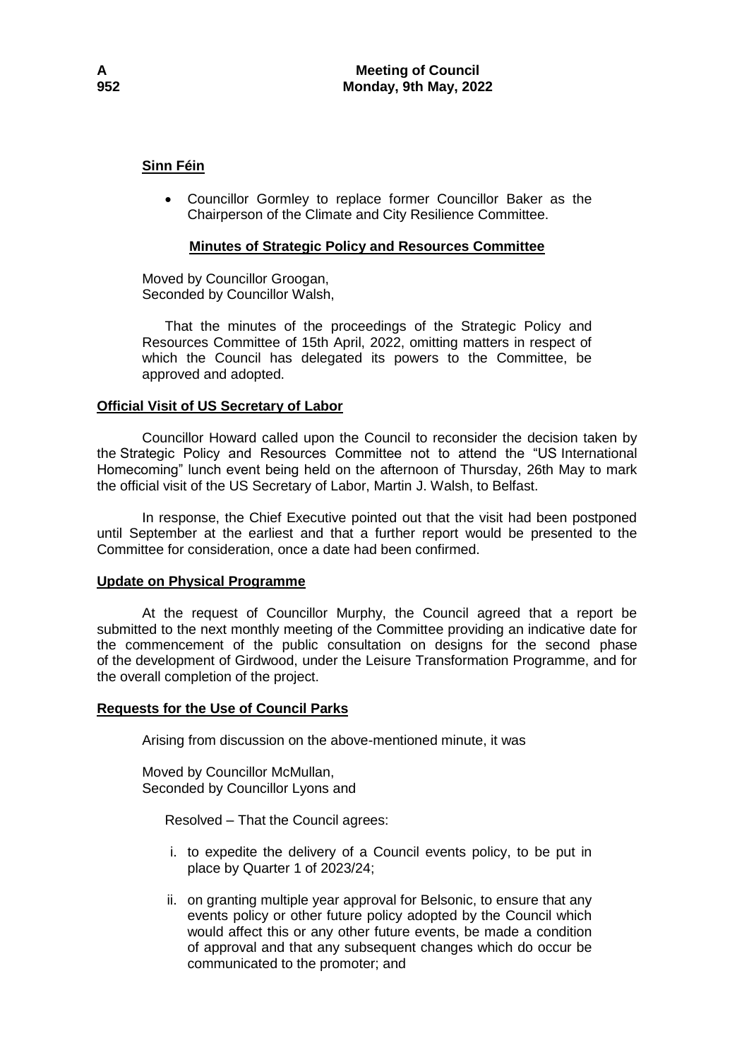**Sinn Féin**

- Councillor Gormley to replace former Councillor Baker as the Chairperson of the Climate and City Resilience Committee.

**Minutes of Strategic Policy and Resources Committee**

Moved by Councillor Groogan,
Seconded by Councillor Walsh,

That the minutes of the proceedings of the Strategic Policy and Resources Committee of 15th April, 2022, omitting matters in respect of which the Council has delegated its powers to the Committee, be approved and adopted.

**Official Visit of US Secretary of Labor**

Councillor Howard called upon the Council to reconsider the decision taken by the Strategic Policy and Resources Committee not to attend the "US International Homecoming" lunch event being held on the afternoon of Thursday, 26th May to mark the official visit of the US Secretary of Labor, Martin J. Walsh, to Belfast.

In response, the Chief Executive pointed out that the visit had been postponed until September at the earliest and that a further report would be presented to the Committee for consideration, once a date had been confirmed.

**Update on Physical Programme**

At the request of Councillor Murphy, the Council agreed that a report be submitted to the next monthly meeting of the Committee providing an indicative date for the commencement of the public consultation on designs for the second phase of the development of Girdwood, under the Leisure Transformation Programme, and for the overall completion of the project.

**Requests for the Use of Council Parks**

Arising from discussion on the above-mentioned minute, it was

Moved by Councillor McMullan,
Seconded by Councillor Lyons and

Resolved – That the Council agrees:

i. to expedite the delivery of a Council events policy, to be put in place by Quarter 1 of 2023/24;

ii. on granting multiple year approval for Belsonic, to ensure that any events policy or other future policy adopted by the Council which would affect this or any other future events, be made a condition of approval and that any subsequent changes which do occur be communicated to the promoter; and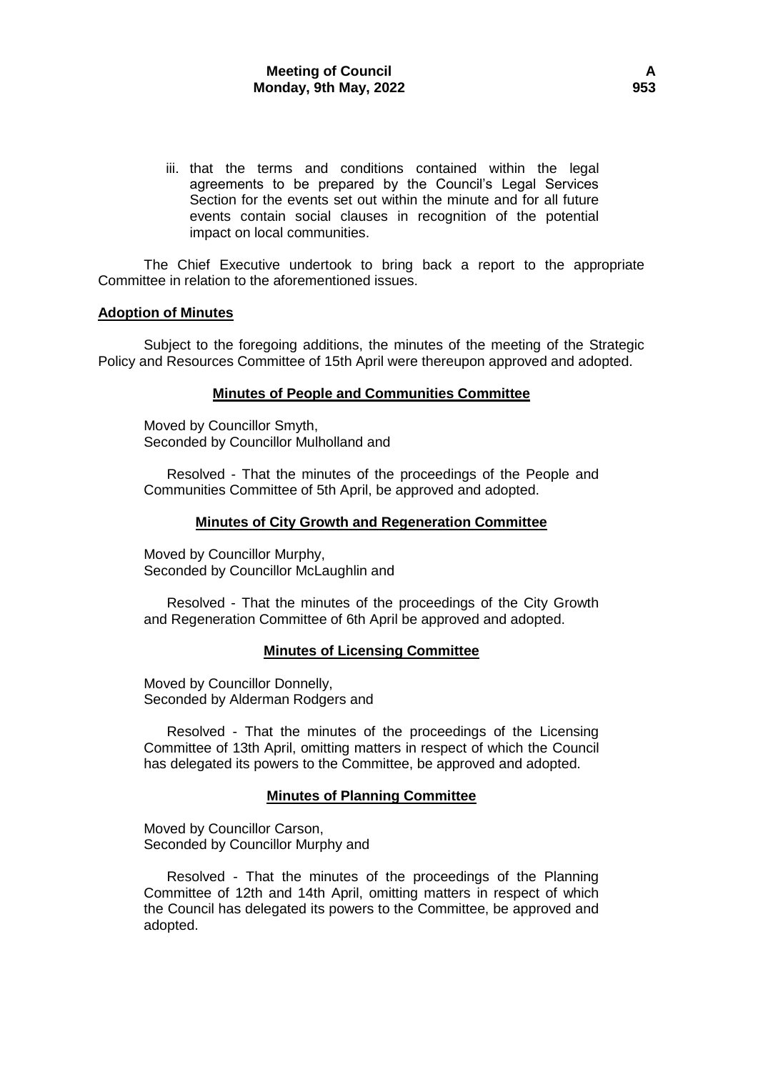iii. that the terms and conditions contained within the legal agreements to be prepared by the Council's Legal Services Section for the events set out within the minute and for all future events contain social clauses in recognition of the potential impact on local communities.

The Chief Executive undertook to bring back a report to the appropriate Committee in relation to the aforementioned issues.

**Adoption of Minutes**

Subject to the foregoing additions, the minutes of the meeting of the Strategic Policy and Resources Committee of 15th April were thereupon approved and adopted.

**Minutes of People and Communities Committee**

Moved by Councillor Smyth,
Seconded by Councillor Mulholland and

Resolved - That the minutes of the proceedings of the People and Communities Committee of 5th April, be approved and adopted.

**Minutes of City Growth and Regeneration Committee**

Moved by Councillor Murphy,
Seconded by Councillor McLaughlin and

Resolved - That the minutes of the proceedings of the City Growth and Regeneration Committee of 6th April be approved and adopted.

**Minutes of Licensing Committee**

Moved by Councillor Donnelly,
Seconded by Alderman Rodgers and

Resolved - That the minutes of the proceedings of the Licensing Committee of 13th April, omitting matters in respect of which the Council has delegated its powers to the Committee, be approved and adopted.

**Minutes of Planning Committee**

Moved by Councillor Carson,
Seconded by Councillor Murphy and

Resolved - That the minutes of the proceedings of the Planning Committee of 12th and 14th April, omitting matters in respect of which the Council has delegated its powers to the Committee, be approved and adopted.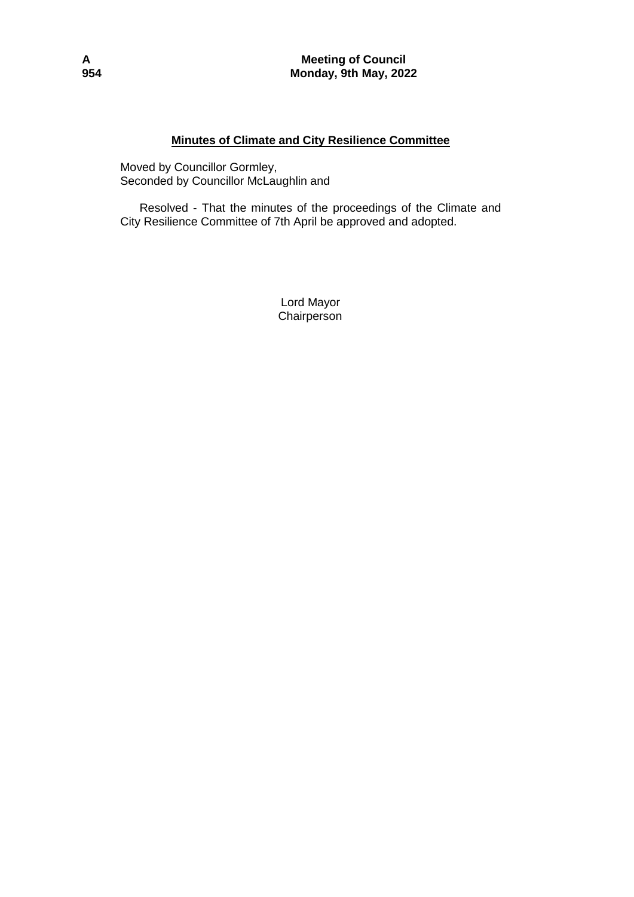## Minutes of Climate and City Resilience Committee

Moved by Councillor Gormley,
Seconded by Councillor McLaughlin and

Resolved - That the minutes of the proceedings of the Climate and City Resilience Committee of 7th April be approved and adopted.

Lord Mayor
Chairperson